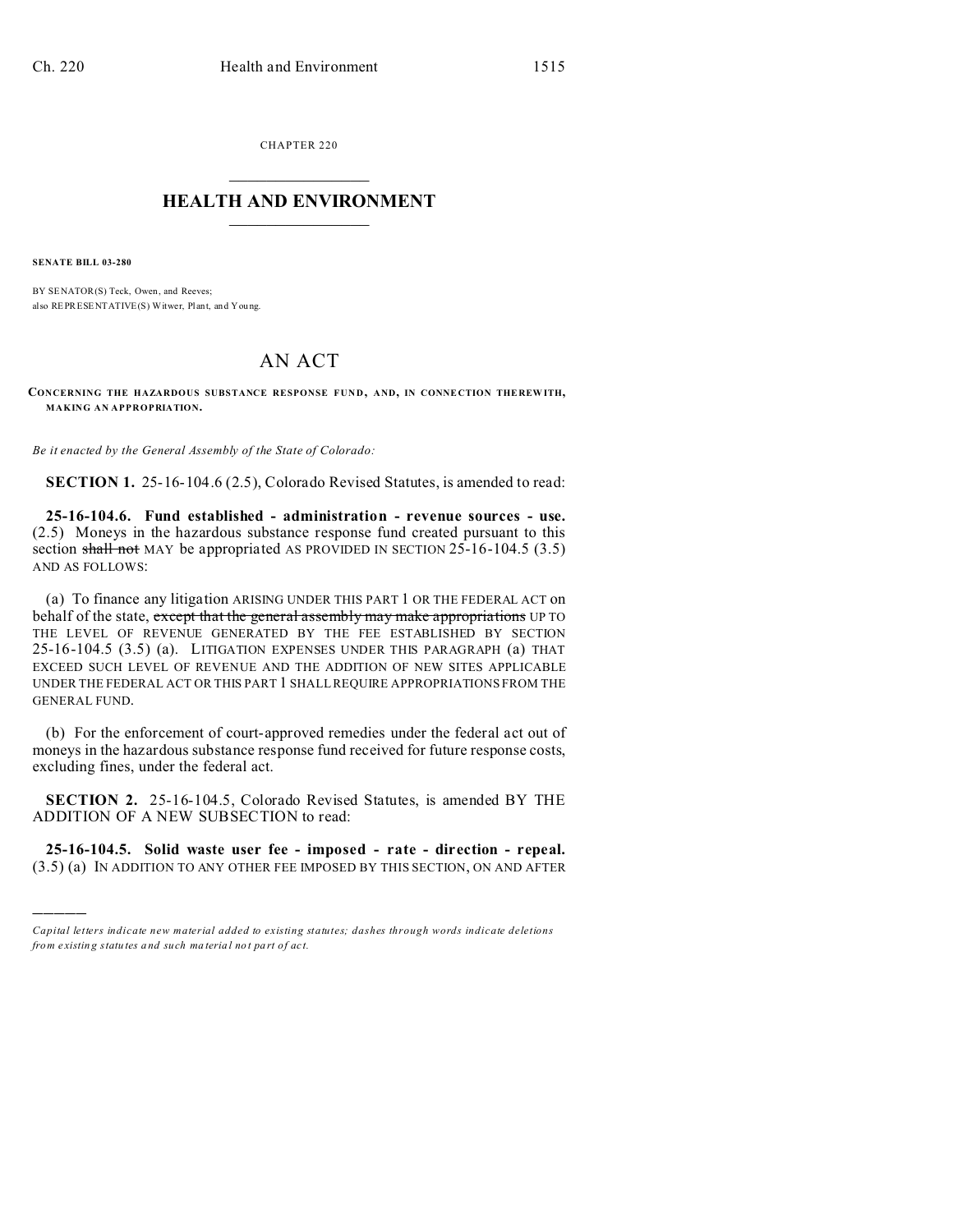CHAPTER 220

# HEALTH AND ENVIRONMENT

**SENATE BILL 03-280**

BY SENATOR(S) Teck, Owen, and Reeves;
also REPRESENTATIVE(S) Witwer, Plant, and Young.

# AN ACT

**CONCERNING THE HAZARDOUS SUBSTANCE RESPONSE FUND, AND, IN CONNECTION THEREWITH, MAKING AN APPROPRIATION.**

*Be it enacted by the General Assembly of the State of Colorado:*

**SECTION 1.** 25-16-104.6 (2.5), Colorado Revised Statutes, is amended to read:

**25-16-104.6. Fund established - administration - revenue sources - use.** (2.5) Moneys in the hazardous substance response fund created pursuant to this section ~~shall not~~ MAY be appropriated AS PROVIDED IN SECTION 25-16-104.5 (3.5) AND AS FOLLOWS:

(a) To finance any litigation ARISING UNDER THIS PART 1 OR THE FEDERAL ACT on behalf of the state, ~~except that the general assembly may make appropriations~~ UP TO THE LEVEL OF REVENUE GENERATED BY THE FEE ESTABLISHED BY SECTION 25-16-104.5 (3.5) (a). LITIGATION EXPENSES UNDER THIS PARAGRAPH (a) THAT EXCEED SUCH LEVEL OF REVENUE AND THE ADDITION OF NEW SITES APPLICABLE UNDER THE FEDERAL ACT OR THIS PART 1 SHALL REQUIRE APPROPRIATIONS FROM THE GENERAL FUND.

(b) For the enforcement of court-approved remedies under the federal act out of moneys in the hazardous substance response fund received for future response costs, excluding fines, under the federal act.

**SECTION 2.** 25-16-104.5, Colorado Revised Statutes, is amended BY THE ADDITION OF A NEW SUBSECTION to read:

**25-16-104.5. Solid waste user fee - imposed - rate - direction - repeal.** (3.5) (a) IN ADDITION TO ANY OTHER FEE IMPOSED BY THIS SECTION, ON AND AFTER

---

*Capital letters indicate new material added to existing statutes; dashes through words indicate deletions from existing statutes and such material not part of act.*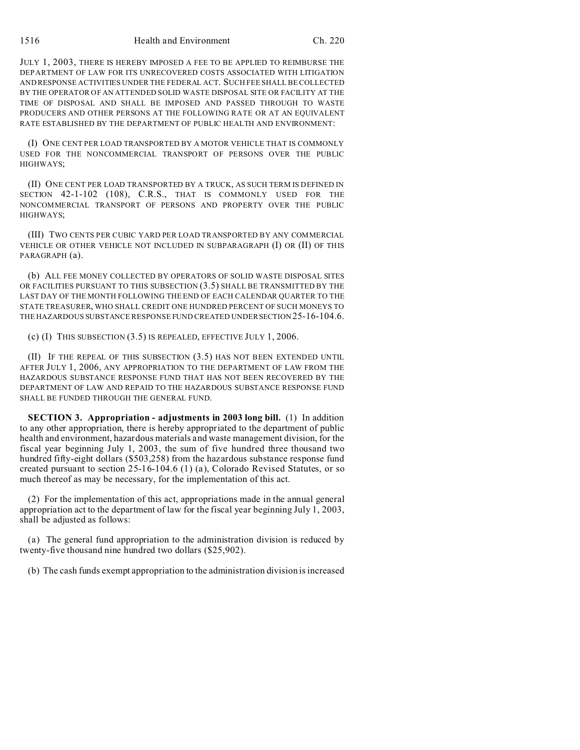JULY 1, 2003, THERE IS HEREBY IMPOSED A FEE TO BE APPLIED TO REIMBURSE THE DEPARTMENT OF LAW FOR ITS UNRECOVERED COSTS ASSOCIATED WITH LITIGATION AND RESPONSE ACTIVITIES UNDER THE FEDERAL ACT. SUCH FEE SHALL BE COLLECTED BY THE OPERATOR OF AN ATTENDED SOLID WASTE DISPOSAL SITE OR FACILITY AT THE TIME OF DISPOSAL AND SHALL BE IMPOSED AND PASSED THROUGH TO WASTE PRODUCERS AND OTHER PERSONS AT THE FOLLOWING RATE OR AT AN EQUIVALENT RATE ESTABLISHED BY THE DEPARTMENT OF PUBLIC HEALTH AND ENVIRONMENT:

(I) ONE CENT PER LOAD TRANSPORTED BY A MOTOR VEHICLE THAT IS COMMONLY USED FOR THE NONCOMMERCIAL TRANSPORT OF PERSONS OVER THE PUBLIC HIGHWAYS;

(II) ONE CENT PER LOAD TRANSPORTED BY A TRUCK, AS SUCH TERM IS DEFINED IN SECTION 42-1-102 (108), C.R.S., THAT IS COMMONLY USED FOR THE NONCOMMERCIAL TRANSPORT OF PERSONS AND PROPERTY OVER THE PUBLIC HIGHWAYS;

(III) TWO CENTS PER CUBIC YARD PER LOAD TRANSPORTED BY ANY COMMERCIAL VEHICLE OR OTHER VEHICLE NOT INCLUDED IN SUBPARAGRAPH (I) OR (II) OF THIS PARAGRAPH (a).

(b) ALL FEE MONEY COLLECTED BY OPERATORS OF SOLID WASTE DISPOSAL SITES OR FACILITIES PURSUANT TO THIS SUBSECTION (3.5) SHALL BE TRANSMITTED BY THE LAST DAY OF THE MONTH FOLLOWING THE END OF EACH CALENDAR QUARTER TO THE STATE TREASURER, WHO SHALL CREDIT ONE HUNDRED PERCENT OF SUCH MONEYS TO THE HAZARDOUS SUBSTANCE RESPONSE FUND CREATED UNDER SECTION 25-16-104.6.

(c) (I) THIS SUBSECTION (3.5) IS REPEALED, EFFECTIVE JULY 1, 2006.

(II) IF THE REPEAL OF THIS SUBSECTION (3.5) HAS NOT BEEN EXTENDED UNTIL AFTER JULY 1, 2006, ANY APPROPRIATION TO THE DEPARTMENT OF LAW FROM THE HAZARDOUS SUBSTANCE RESPONSE FUND THAT HAS NOT BEEN RECOVERED BY THE DEPARTMENT OF LAW AND REPAID TO THE HAZARDOUS SUBSTANCE RESPONSE FUND SHALL BE FUNDED THROUGH THE GENERAL FUND.

**SECTION 3. Appropriation - adjustments in 2003 long bill.** (1) In addition to any other appropriation, there is hereby appropriated to the department of public health and environment, hazardous materials and waste management division, for the fiscal year beginning July 1, 2003, the sum of five hundred three thousand two hundred fifty-eight dollars ($503,258) from the hazardous substance response fund created pursuant to section 25-16-104.6 (1) (a), Colorado Revised Statutes, or so much thereof as may be necessary, for the implementation of this act.

(2) For the implementation of this act, appropriations made in the annual general appropriation act to the department of law for the fiscal year beginning July 1, 2003, shall be adjusted as follows:

(a) The general fund appropriation to the administration division is reduced by twenty-five thousand nine hundred two dollars ($25,902).

(b) The cash funds exempt appropriation to the administration division is increased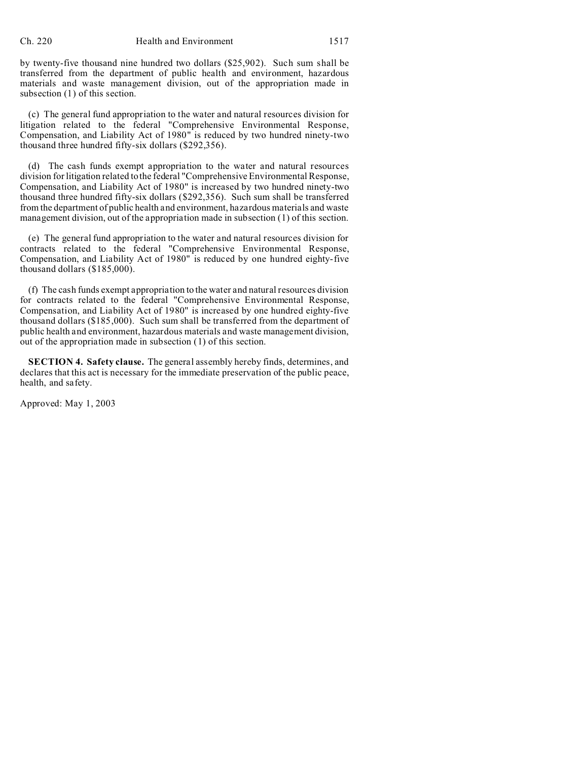by twenty-five thousand nine hundred two dollars ($25,902). Such sum shall be transferred from the department of public health and environment, hazardous materials and waste management division, out of the appropriation made in subsection (1) of this section.

(c) The general fund appropriation to the water and natural resources division for litigation related to the federal "Comprehensive Environmental Response, Compensation, and Liability Act of 1980" is reduced by two hundred ninety-two thousand three hundred fifty-six dollars ($292,356).

(d) The cash funds exempt appropriation to the water and natural resources division for litigation related to the federal "Comprehensive Environmental Response, Compensation, and Liability Act of 1980" is increased by two hundred ninety-two thousand three hundred fifty-six dollars ($292,356). Such sum shall be transferred from the department of public health and environment, hazardous materials and waste management division, out of the appropriation made in subsection (1) of this section.

(e) The general fund appropriation to the water and natural resources division for contracts related to the federal "Comprehensive Environmental Response, Compensation, and Liability Act of 1980" is reduced by one hundred eighty-five thousand dollars ($185,000).

(f) The cash funds exempt appropriation to the water and natural resources division for contracts related to the federal "Comprehensive Environmental Response, Compensation, and Liability Act of 1980" is increased by one hundred eighty-five thousand dollars ($185,000). Such sum shall be transferred from the department of public health and environment, hazardous materials and waste management division, out of the appropriation made in subsection (1) of this section.

**SECTION 4. Safety clause.** The general assembly hereby finds, determines, and declares that this act is necessary for the immediate preservation of the public peace, health, and safety.

Approved: May 1, 2003